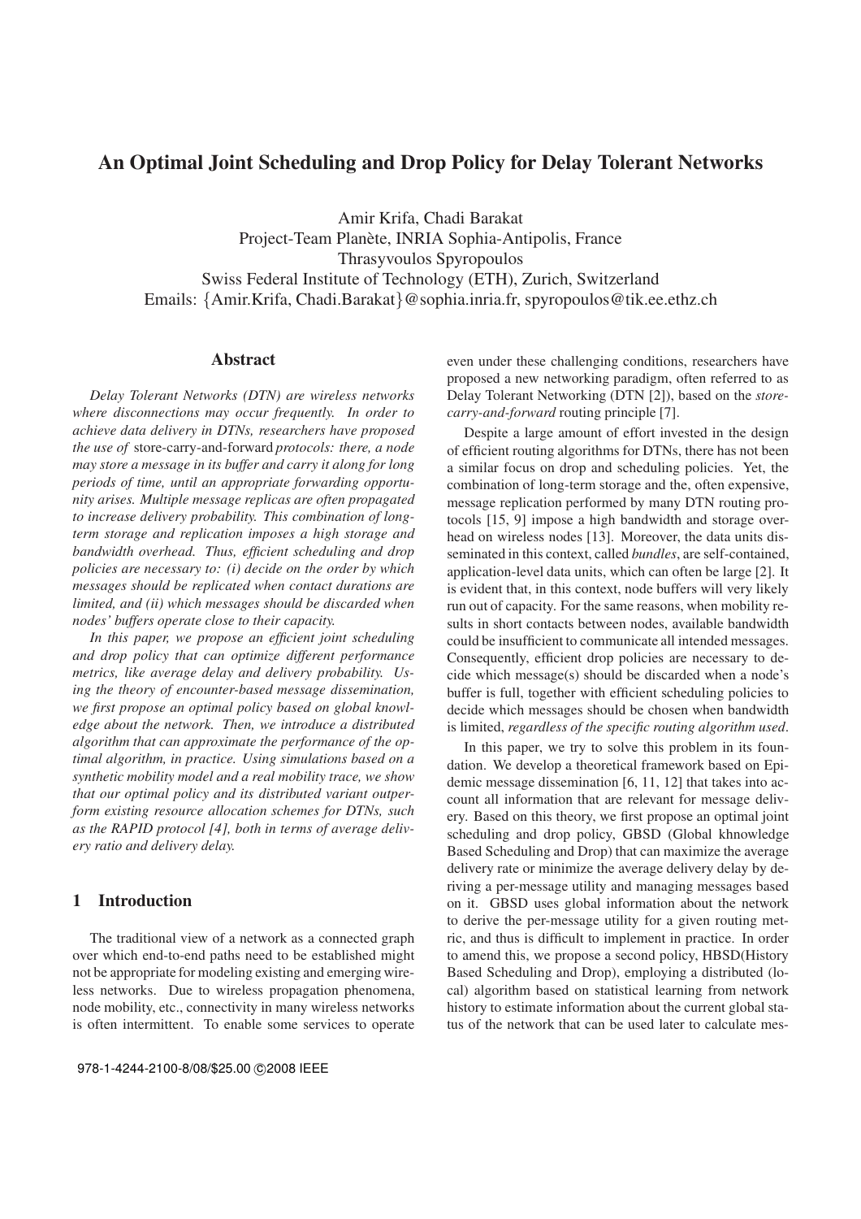# An Optimal Joint Scheduling and Drop Policy for Delay Tolerant Networks

Amir Krifa, Chadi Barakat
Project-Team Planète, INRIA Sophia-Antipolis, France
Thrasyvoulos Spyropoulos
Swiss Federal Institute of Technology (ETH), Zurich, Switzerland
Emails: {Amir.Krifa, Chadi.Barakat}@sophia.inria.fr, spyropoulos@tik.ee.ethz.ch

## Abstract

*Delay Tolerant Networks (DTN) are wireless networks where disconnections may occur frequently. In order to achieve data delivery in DTNs, researchers have proposed the use of* store-carry-and-forward *protocols: there, a node may store a message in its buffer and carry it along for long periods of time, until an appropriate forwarding opportunity arises. Multiple message replicas are often propagated to increase delivery probability. This combination of long-term storage and replication imposes a high storage and bandwidth overhead. Thus, efficient scheduling and drop policies are necessary to: (i) decide on the order by which messages should be replicated when contact durations are limited, and (ii) which messages should be discarded when nodes' buffers operate close to their capacity.*

*In this paper, we propose an efficient joint scheduling and drop policy that can optimize different performance metrics, like average delay and delivery probability. Using the theory of encounter-based message dissemination, we first propose an optimal policy based on global knowledge about the network. Then, we introduce a distributed algorithm that can approximate the performance of the optimal algorithm, in practice. Using simulations based on a synthetic mobility model and a real mobility trace, we show that our optimal policy and its distributed variant outperform existing resource allocation schemes for DTNs, such as the RAPID protocol [4], both in terms of average delivery ratio and delivery delay.*

## 1 Introduction

The traditional view of a network as a connected graph over which end-to-end paths need to be established might not be appropriate for modeling existing and emerging wireless networks. Due to wireless propagation phenomena, node mobility, etc., connectivity in many wireless networks is often intermittent. To enable some services to operate even under these challenging conditions, researchers have proposed a new networking paradigm, often referred to as Delay Tolerant Networking (DTN [2]), based on the *store-carry-and-forward* routing principle [7].

Despite a large amount of effort invested in the design of efficient routing algorithms for DTNs, there has not been a similar focus on drop and scheduling policies. Yet, the combination of long-term storage and the, often expensive, message replication performed by many DTN routing protocols [15, 9] impose a high bandwidth and storage overhead on wireless nodes [13]. Moreover, the data units disseminated in this context, called *bundles*, are self-contained, application-level data units, which can often be large [2]. It is evident that, in this context, node buffers will very likely run out of capacity. For the same reasons, when mobility results in short contacts between nodes, available bandwidth could be insufficient to communicate all intended messages. Consequently, efficient drop policies are necessary to decide which message(s) should be discarded when a node's buffer is full, together with efficient scheduling policies to decide which messages should be chosen when bandwidth is limited, *regardless of the specific routing algorithm used*.

In this paper, we try to solve this problem in its foundation. We develop a theoretical framework based on Epidemic message dissemination [6, 11, 12] that takes into account all information that are relevant for message delivery. Based on this theory, we first propose an optimal joint scheduling and drop policy, GBSD (Global khnowledge Based Scheduling and Drop) that can maximize the average delivery rate or minimize the average delivery delay by deriving a per-message utility and managing messages based on it. GBSD uses global information about the network to derive the per-message utility for a given routing metric, and thus is difficult to implement in practice. In order to amend this, we propose a second policy, HBSD(History Based Scheduling and Drop), employing a distributed (local) algorithm based on statistical learning from network history to estimate information about the current global status of the network that can be used later to calculate mes-

978-1-4244-2100-8/08/$25.00 ©2008 IEEE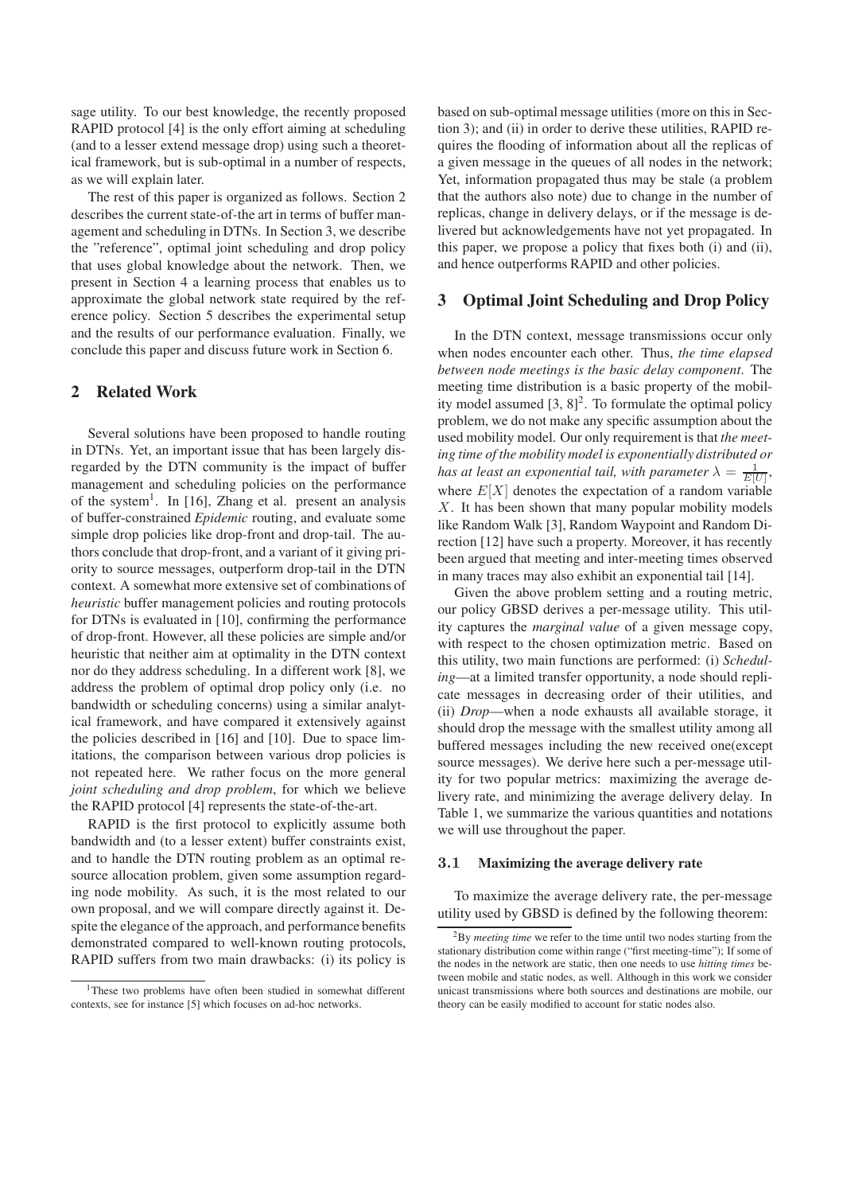sage utility. To our best knowledge, the recently proposed RAPID protocol [4] is the only effort aiming at scheduling (and to a lesser extend message drop) using such a theoretical framework, but is sub-optimal in a number of respects, as we will explain later.

The rest of this paper is organized as follows. Section 2 describes the current state-of-the art in terms of buffer management and scheduling in DTNs. In Section 3, we describe the "reference", optimal joint scheduling and drop policy that uses global knowledge about the network. Then, we present in Section 4 a learning process that enables us to approximate the global network state required by the reference policy. Section 5 describes the experimental setup and the results of our performance evaluation. Finally, we conclude this paper and discuss future work in Section 6.

## 2 Related Work

Several solutions have been proposed to handle routing in DTNs. Yet, an important issue that has been largely disregarded by the DTN community is the impact of buffer management and scheduling policies on the performance of the system[1]. In [16], Zhang et al. present an analysis of buffer-constrained *Epidemic* routing, and evaluate some simple drop policies like drop-front and drop-tail. The authors conclude that drop-front, and a variant of it giving priority to source messages, outperform drop-tail in the DTN context. A somewhat more extensive set of combinations of *heuristic* buffer management policies and routing protocols for DTNs is evaluated in [10], confirming the performance of drop-front. However, all these policies are simple and/or heuristic that neither aim at optimality in the DTN context nor do they address scheduling. In a different work [8], we address the problem of optimal drop policy only (i.e. no bandwidth or scheduling concerns) using a similar analytical framework, and have compared it extensively against the policies described in [16] and [10]. Due to space limitations, the comparison between various drop policies is not repeated here. We rather focus on the more general *joint scheduling and drop problem*, for which we believe the RAPID protocol [4] represents the state-of-the-art.

RAPID is the first protocol to explicitly assume both bandwidth and (to a lesser extent) buffer constraints exist, and to handle the DTN routing problem as an optimal resource allocation problem, given some assumption regarding node mobility. As such, it is the most related to our own proposal, and we will compare directly against it. Despite the elegance of the approach, and performance benefits demonstrated compared to well-known routing protocols, RAPID suffers from two main drawbacks: (i) its policy is based on sub-optimal message utilities (more on this in Section 3); and (ii) in order to derive these utilities, RAPID requires the flooding of information about all the replicas of a given message in the queues of all nodes in the network; Yet, information propagated thus may be stale (a problem that the authors also note) due to change in the number of replicas, change in delivery delays, or if the message is delivered but acknowledgements have not yet propagated. In this paper, we propose a policy that fixes both (i) and (ii), and hence outperforms RAPID and other policies.

## 3 Optimal Joint Scheduling and Drop Policy

In the DTN context, message transmissions occur only when nodes encounter each other. Thus, *the time elapsed between node meetings is the basic delay component*. The meeting time distribution is a basic property of the mobility model assumed [3, 8][2]. To formulate the optimal policy problem, we do not make any specific assumption about the used mobility model. Our only requirement is that *the meeting time of the mobility model is exponentially distributed or has at least an exponential tail, with parameter* $\lambda = \frac{1}{E[U]}$, where $E[X]$ denotes the expectation of a random variable $X$. It has been shown that many popular mobility models like Random Walk [3], Random Waypoint and Random Direction [12] have such a property. Moreover, it has recently been argued that meeting and inter-meeting times observed in many traces may also exhibit an exponential tail [14].

Given the above problem setting and a routing metric, our policy GBSD derives a per-message utility. This utility captures the *marginal value* of a given message copy, with respect to the chosen optimization metric. Based on this utility, two main functions are performed: (i) *Scheduling*—at a limited transfer opportunity, a node should replicate messages in decreasing order of their utilities, and (ii) *Drop*—when a node exhausts all available storage, it should drop the message with the smallest utility among all buffered messages including the new received one(except source messages). We derive here such a per-message utility for two popular metrics: maximizing the average delivery rate, and minimizing the average delivery delay. In Table 1, we summarize the various quantities and notations we will use throughout the paper.

### 3.1 Maximizing the average delivery rate

To maximize the average delivery rate, the per-message utility used by GBSD is defined by the following theorem:

---

[1] These two problems have often been studied in somewhat different contexts, see for instance [5] which focuses on ad-hoc networks.

[2] By *meeting time* we refer to the time until two nodes starting from the stationary distribution come within range ("first meeting-time"); If some of the nodes in the network are static, then one needs to use *hitting times* between mobile and static nodes, as well. Although in this work we consider unicast transmissions where both sources and destinations are mobile, our theory can be easily modified to account for static nodes also.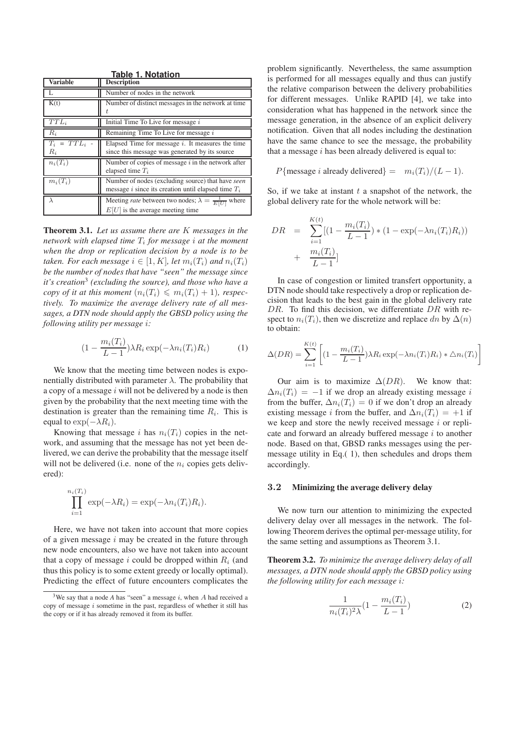**Table 1. Notation**

| Variable | Description |
|---|---|
| L | Number of nodes in the network |
| K(t) | Number of distinct messages in the network at time $t$ |
| $TTL_i$ | Initial Time To Live for message $i$ |
| $R_i$ | Remaining Time To Live for message $i$ |
| $T_i$ = $TTL_i$ - $R_i$ | Elapsed Time for message $i$. It measures the time since this message was generated by its source |
| $n_i(T_i)$ | Number of copies of message $i$ in the network after elapsed time $T_i$ |
| $m_i(T_i)$ | Number of nodes (excluding source) that have *seen* message $i$ since its creation until elapsed time $T_i$ |
| $\lambda$ | Meeting *rate* between two nodes; $\lambda = \frac{1}{E[U]}$ where $E[U]$ is the average meeting time |

**Theorem 3.1.** *Let us assume there are $K$ messages in the network with elapsed time $T_i$ for message $i$ at the moment when the drop or replication decision by a node is to be taken. For each message $i \in [1, K]$, let $m_i(T_i)$ and $n_i(T_i)$ be the number of nodes that have "seen" the message since it's creation*[3] *(excluding the source), and those who have a copy of it at this moment ($n_i(T_i) \leqslant m_i(T_i) + 1$), respectively. To maximize the average delivery rate of all messages, a DTN node should apply the GBSD policy using the following utility per message $i$:*

$$(1 - \frac{m_i(T_i)}{L-1})\lambda R_i \exp(-\lambda n_i(T_i) R_i) \tag{1}$$

We know that the meeting time between nodes is exponentially distributed with parameter $\lambda$. The probability that a copy of a message $i$ will not be delivered by a node is then given by the probability that the next meeting time with the destination is greater than the remaining time $R_i$. This is equal to $\exp(-\lambda R_i)$.

Knowing that message $i$ has $n_i(T_i)$ copies in the network, and assuming that the message has not yet been delivered, we can derive the probability that the message itself will not be delivered (i.e. none of the $n_i$ copies gets delivered):

$$\prod_{i=1}^{n_i(T_i)} \exp(-\lambda R_i) = \exp(-\lambda n_i(T_i) R_i).$$

Here, we have not taken into account that more copies of a given message $i$ may be created in the future through new node encounters, also we have not taken into account that a copy of message $i$ could be dropped within $R_i$ (and thus this policy is to some extent greedy or locally optimal). Predicting the effect of future encounters complicates the problem significantly. Nevertheless, the same assumption is performed for all messages equally and thus can justify the relative comparison between the delivery probabilities for different messages. Unlike RAPID [4], we take into consideration what has happened in the network since the message generation, in the absence of an explicit delivery notification. Given that all nodes including the destination have the same chance to see the message, the probability that a message $i$ has been already delivered is equal to:

$$P\{\text{message } i \text{ already delivered}\} = \; m_i(T_i)/(L-1).$$

So, if we take at instant $t$ a snapshot of the network, the global delivery rate for the whole network will be:

$$DR = \sum_{i=1}^{K(t)} [(1 - \frac{m_i(T_i)}{L-1}) * (1 - \exp(-\lambda n_i(T_i) R_i)) + \frac{m_i(T_i)}{L-1}]$$

In case of congestion or limited transfert opportunity, a DTN node should take respectively a drop or replication decision that leads to the best gain in the global delivery rate $DR$. To find this decision, we differentiate $DR$ with respect to $n_i(T_i)$, then we discretize and replace $dn$ by $\Delta(n)$ to obtain:

$$\Delta(DR) = \sum_{i=1}^{K(t)} \left[ (1 - \frac{m_i(T_i)}{L-1})\lambda R_i \exp(-\lambda n_i(T_i) R_i) * \triangle n_i(T_i) \right]$$

Our aim is to maximize $\Delta(DR)$. We know that: $\Delta n_i(T_i) = -1$ if we drop an already existing message $i$ from the buffer, $\Delta n_i(T_i) = 0$ if we don't drop an already existing message $i$ from the buffer, and $\Delta n_i(T_i) = +1$ if we keep and store the newly received message $i$ or replicate and forward an already buffered message $i$ to another node. Based on that, GBSD ranks messages using the per-message utility in Eq.( 1), then schedules and drops them accordingly.

### 3.2 Minimizing the average delivery delay

We now turn our attention to minimizing the expected delivery delay over all messages in the network. The following Theorem derives the optimal per-message utility, for the same setting and assumptions as Theorem 3.1.

**Theorem 3.2.** *To minimize the average delivery delay of all messages, a DTN node should apply the GBSD policy using the following utility for each message $i$:*

$$\frac{1}{n_i(T_i)^2 \lambda}(1 - \frac{m_i(T_i)}{L-1}) \tag{2}$$

[3] We say that a node *A* has "seen" a message $i$, when *A* had received a copy of message $i$ sometime in the past, regardless of whether it still has the copy or if it has already removed it from its buffer.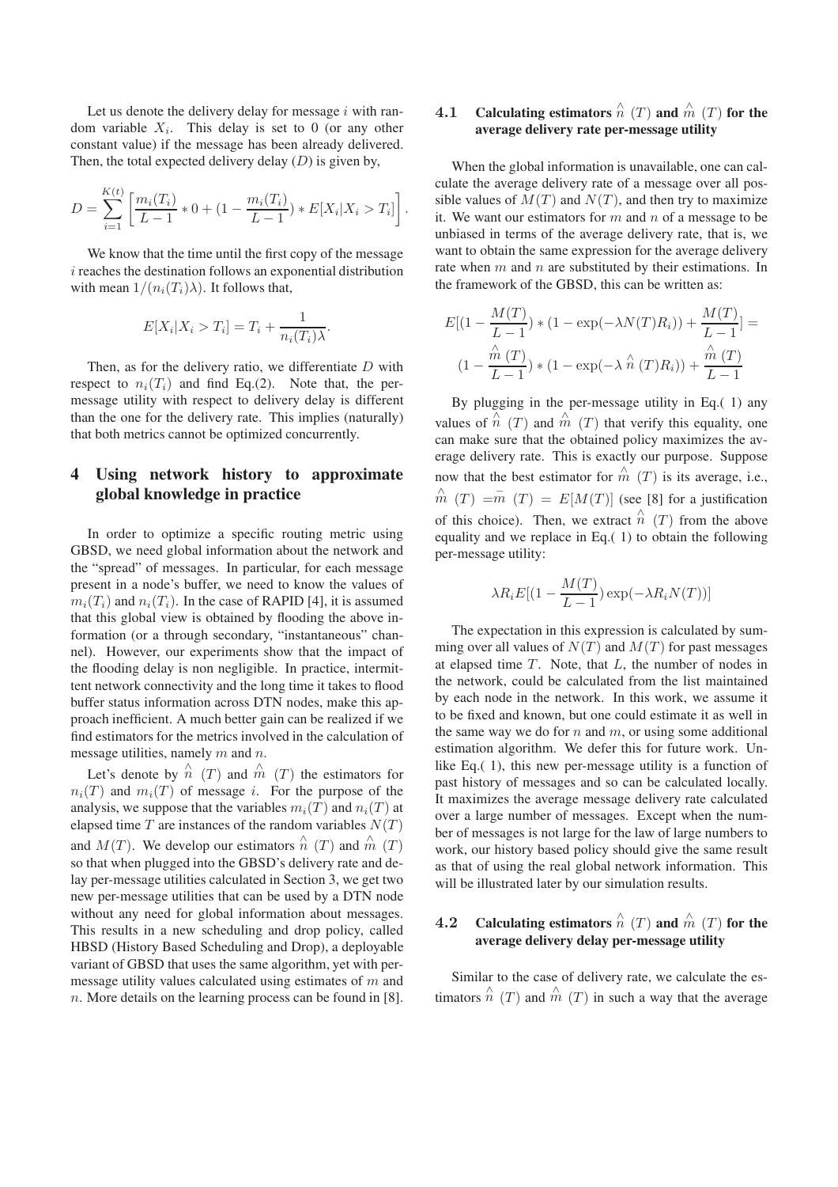Let us denote the delivery delay for message $i$ with random variable $X_i$. This delay is set to 0 (or any other constant value) if the message has been already delivered. Then, the total expected delivery delay ($D$) is given by,

$$D = \sum_{i=1}^{K(t)} \left[ \frac{m_i(T_i)}{L-1} * 0 + (1 - \frac{m_i(T_i)}{L-1}) * E[X_i | X_i > T_i] \right].$$

We know that the time until the first copy of the message $i$ reaches the destination follows an exponential distribution with mean $1/(n_i(T_i)\lambda)$. It follows that,

$$E[X_i | X_i > T_i] = T_i + \frac{1}{n_i(T_i)\lambda}.$$

Then, as for the delivery ratio, we differentiate $D$ with respect to $n_i(T_i)$ and find Eq.(2). Note that, the per-message utility with respect to delivery delay is different than the one for the delivery rate. This implies (naturally) that both metrics cannot be optimized concurrently.

# 4 Using network history to approximate global knowledge in practice

In order to optimize a specific routing metric using GBSD, we need global information about the network and the "spread" of messages. In particular, for each message present in a node's buffer, we need to know the values of $m_i(T_i)$ and $n_i(T_i)$. In the case of RAPID [4], it is assumed that this global view is obtained by flooding the above information (or a through secondary, "instantaneous" channel). However, our experiments show that the impact of the flooding delay is non negligible. In practice, intermittent network connectivity and the long time it takes to flood buffer status information across DTN nodes, make this approach inefficient. A much better gain can be realized if we find estimators for the metrics involved in the calculation of message utilities, namely $m$ and $n$.

Let's denote by $\hat{n}(T)$ and $\hat{m}(T)$ the estimators for $n_i(T)$ and $m_i(T)$ of message $i$. For the purpose of the analysis, we suppose that the variables $m_i(T)$ and $n_i(T)$ at elapsed time $T$ are instances of the random variables $N(T)$ and $M(T)$. We develop our estimators $\hat{n}(T)$ and $\hat{m}(T)$ so that when plugged into the GBSD's delivery rate and delay per-message utilities calculated in Section 3, we get two new per-message utilities that can be used by a DTN node without any need for global information about messages. This results in a new scheduling and drop policy, called HBSD (History Based Scheduling and Drop), a deployable variant of GBSD that uses the same algorithm, yet with per-message utility values calculated using estimates of $m$ and $n$. More details on the learning process can be found in [8].

## 4.1 Calculating estimators $\hat{n}(T)$ and $\hat{m}(T)$ for the average delivery rate per-message utility

When the global information is unavailable, one can calculate the average delivery rate of a message over all possible values of $M(T)$ and $N(T)$, and then try to maximize it. We want our estimators for $m$ and $n$ of a message to be unbiased in terms of the average delivery rate, that is, we want to obtain the same expression for the average delivery rate when $m$ and $n$ are substituted by their estimations. In the framework of the GBSD, this can be written as:

$$E[(1 - \frac{M(T)}{L-1}) * (1 - \exp(-\lambda N(T) R_i)) + \frac{M(T)}{L-1}] =$$
$$(1 - \frac{\hat{m}(T)}{L-1}) * (1 - \exp(-\lambda \hat{n}(T) R_i)) + \frac{\hat{m}(T)}{L-1}$$

By plugging in the per-message utility in Eq.( 1) any values of $\hat{n}(T)$ and $\hat{m}(T)$ that verify this equality, one can make sure that the obtained policy maximizes the average delivery rate. This is exactly our purpose. Suppose now that the best estimator for $\hat{m}(T)$ is its average, i.e., $\hat{m}(T) = \bar{m}(T) = E[M(T)]$ (see [8] for a justification of this choice). Then, we extract $\hat{n}(T)$ from the above equality and we replace in Eq.( 1) to obtain the following per-message utility:

$$\lambda R_i E[(1 - \frac{M(T)}{L-1}) \exp(-\lambda R_i N(T))]$$

The expectation in this expression is calculated by summing over all values of $N(T)$ and $M(T)$ for past messages at elapsed time $T$. Note, that $L$, the number of nodes in the network, could be calculated from the list maintained by each node in the network. In this work, we assume it to be fixed and known, but one could estimate it as well in the same way we do for $n$ and $m$, or using some additional estimation algorithm. We defer this for future work. Unlike Eq.( 1), this new per-message utility is a function of past history of messages and so can be calculated locally. It maximizes the average message delivery rate calculated over a large number of messages. Except when the number of messages is not large for the law of large numbers to work, our history based policy should give the same result as that of using the real global network information. This will be illustrated later by our simulation results.

## 4.2 Calculating estimators $\hat{n}(T)$ and $\hat{m}(T)$ for the average delivery delay per-message utility

Similar to the case of delivery rate, we calculate the estimators $\hat{n}(T)$ and $\hat{m}(T)$ in such a way that the average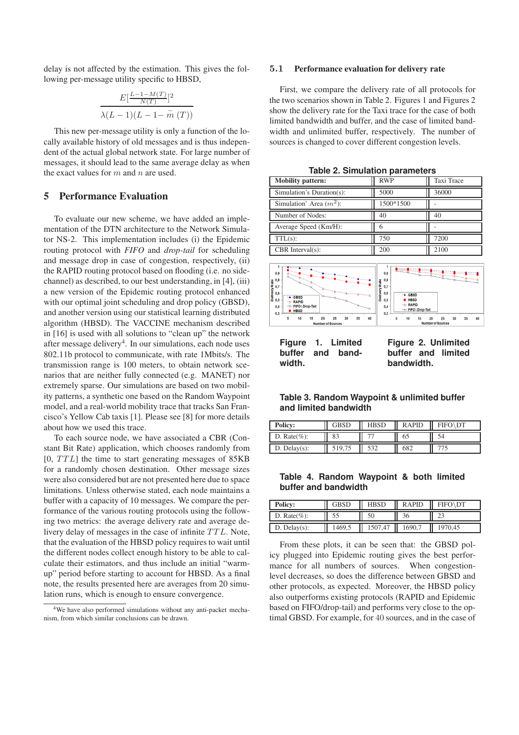delay is not affected by the estimation. This gives the following per-message utility specific to HBSD,

$$\frac{E[\frac{L-1-M(T)}{N(T)}]^2}{\lambda(L-1)(L-1-\bar{m}\,(T))}$$

This new per-message utility is only a function of the locally available history of old messages and is thus independent of the actual global network state. For large number of messages, it should lead to the same average delay as when the exact values for $m$ and $n$ are used.

## 5 Performance Evaluation

To evaluate our new scheme, we have added an implementation of the DTN architecture to the Network Simulator NS-2. This implementation includes (i) the Epidemic routing protocol with *FIFO* and *drop-tail* for scheduling and message drop in case of congestion, respectively, (ii) the RAPID routing protocol based on flooding (i.e. no side-channel) as described, to our best understanding, in [4], (iii) a new version of the Epidemic routing protocol enhanced with our optimal joint scheduling and drop policy (GBSD), and another version using our statistical learning distributed algorithm (HBSD). The VACCINE mechanism described in [16] is used with all solutions to "clean up" the network after message delivery[4]. In our simulations, each node uses 802.11b protocol to communicate, with rate 1Mbits/s. The transmission range is 100 meters, to obtain network scenarios that are neither fully connected (e.g. MANET) nor extremely sparse. Our simulations are based on two mobility patterns, a synthetic one based on the Random Waypoint model, and a real-world mobility trace that tracks San Francisco's Yellow Cab taxis [1]. Please see [8] for more details about how we used this trace.

To each source node, we have associated a CBR (Constant Bit Rate) application, which chooses randomly from $[0, TTL]$ the time to start generating messages of 85KB for a randomly chosen destination. Other message sizes were also considered but are not presented here due to space limitations. Unless otherwise stated, each node maintains a buffer with a capacity of 10 messages. We compare the performance of the various routing protocols using the following two metrics: the average delivery rate and average delivery delay of messages in the case of infinite $TTL$. Note, that the evaluation of the HBSD policy requires to wait until the different nodes collect enough history to be able to calculate their estimators, and thus include an initial "warm-up" period before starting to account for HBSD. As a final note, the results presented here are averages from 20 simulation runs, which is enough to ensure convergence.

[4] We have also performed simulations without any anti-packet mechanism, from which similar conclusions can be drawn.

### 5.1 Performance evaluation for delivery rate

First, we compare the delivery rate of all protocols for the two scenarios shown in Table 2. Figures 1 and Figures 2 show the delivery rate for the Taxi trace for the case of both limited bandwidth and buffer, and the case of limited bandwidth and unlimited buffer, respectively. The number of sources is changed to cover different congestion levels.

**Table 2. Simulation parameters**

| Mobility pattern: | RWP | Taxi Trace |
|---|---|---|
| Simulation's Duration(s): | 5000 | 36000 |
| Simulation' Area ($m^2$): | 1500*1500 | - |
| Number of Nodes: | 40 | 40 |
| Average Speed (Km/H): | 6 | - |
| TTL(s): | 750 | 7200 |
| CBR Interval(s): | 200 | 2100 |

**Figure 1. Limited buffer and bandwidth.**

**Figure 2. Unlimited buffer and limited bandwidth.**

**Table 3. Random Waypoint & unlimited buffer and limited bandwidth**

| Policy: | GBSD | HBSD | RAPID | FIFO\DT |
|---|---|---|---|---|
| D. Rate(%): | 83 | 77 | 65 | 54 |
| D. Delay(s): | 519,75 | 532 | 682 | 775 |

**Table 4. Random Waypoint & both limited buffer and bandwidth**

| Policy: | GBSD | HBSD | RAPID | FIFO\DT |
|---|---|---|---|---|
| D. Rate(%): | 55 | 50 | 36 | 23 |
| D. Delay(s): | 1469,5 | 1507,47 | 1690,7 | 1970,45 |

From these plots, it can be seen that: the GBSD policy plugged into Epidemic routing gives the best performance for all numbers of sources. When congestion-level decreases, so does the difference between GBSD and other protocols, as expected. Moreover, the HBSD policy also outperforms existing protocols (RAPID and Epidemic based on FIFO/drop-tail) and performs very close to the optimal GBSD. For example, for 40 sources, and in the case of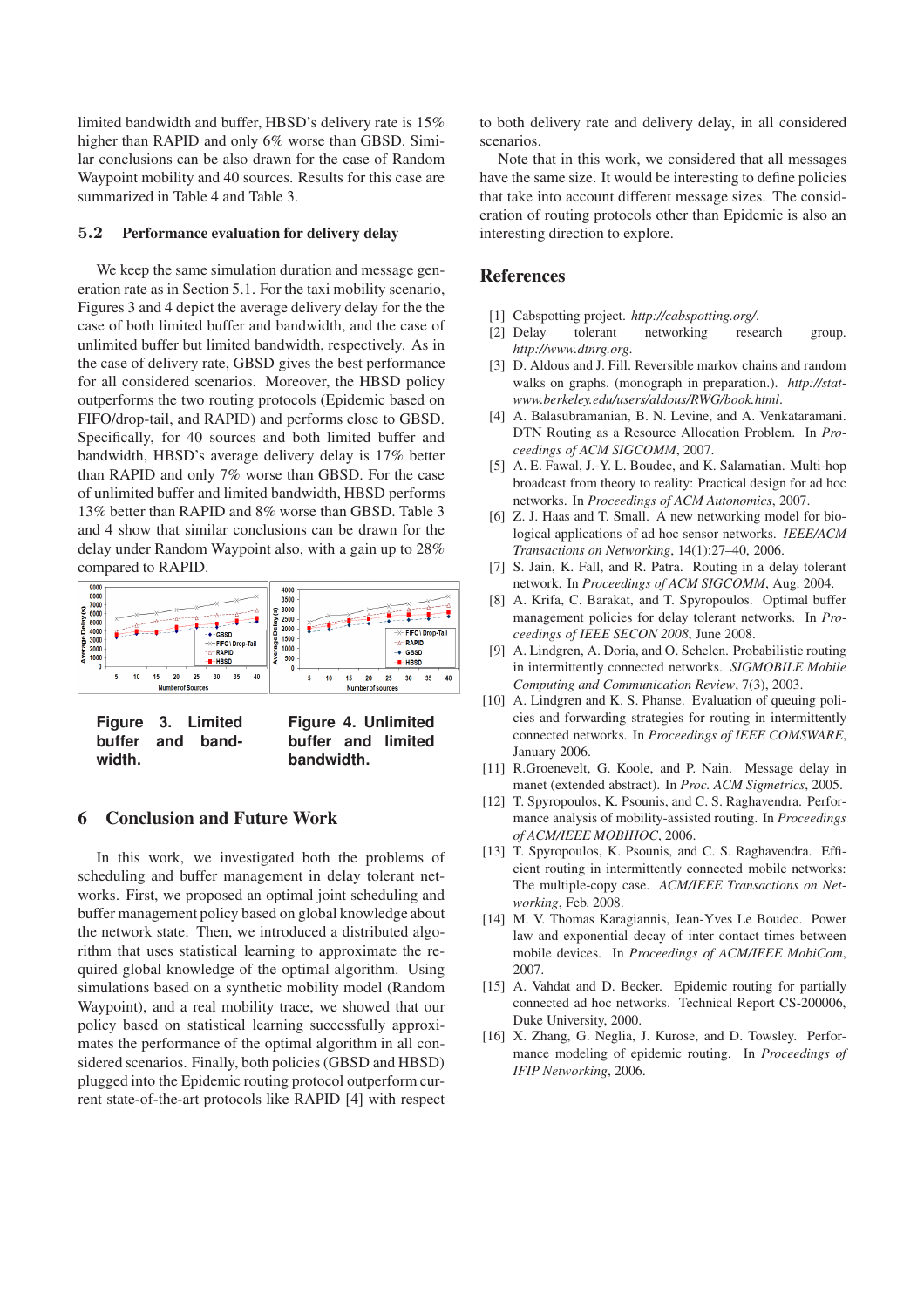limited bandwidth and buffer, HBSD's delivery rate is 15% higher than RAPID and only 6% worse than GBSD. Similar conclusions can be also drawn for the case of Random Waypoint mobility and 40 sources. Results for this case are summarized in Table 4 and Table 3.

### 5.2 Performance evaluation for delivery delay

We keep the same simulation duration and message generation rate as in Section 5.1. For the taxi mobility scenario, Figures 3 and 4 depict the average delivery delay for the the case of both limited buffer and bandwidth, and the case of unlimited buffer but limited bandwidth, respectively. As in the case of delivery rate, GBSD gives the best performance for all considered scenarios. Moreover, the HBSD policy outperforms the two routing protocols (Epidemic based on FIFO/drop-tail, and RAPID) and performs close to GBSD. Specifically, for 40 sources and both limited buffer and bandwidth, HBSD's average delivery delay is 17% better than RAPID and only 7% worse than GBSD. For the case of unlimited buffer and limited bandwidth, HBSD performs 13% better than RAPID and 8% worse than GBSD. Table 3 and 4 show that similar conclusions can be drawn for the delay under Random Waypoint also, with a gain up to 28% compared to RAPID.

9000
8000
7000
6000
5000
4000
3000
2000
1000
0
Average Delay(s)
5 10 15 20 25 30 35 40
Number of Sources
GBSD
FIFO \ Drop-Tail
RAPID
HBSD

**Figure 3. Limited buffer and bandwidth.**

4000
3500
3000
2500
2000
1500
1000
500
0
Average Delay(s)
5 10 15 20 25 30 35 40
Number of sources
FIFO \ Drop-Tail
RAPID
GBSD
HBSD

**Figure 4. Unlimited buffer and limited bandwidth.**

## 6 Conclusion and Future Work

In this work, we investigated both the problems of scheduling and buffer management in delay tolerant networks. First, we proposed an optimal joint scheduling and buffer management policy based on global knowledge about the network state. Then, we introduced a distributed algorithm that uses statistical learning to approximate the required global knowledge of the optimal algorithm. Using simulations based on a synthetic mobility model (Random Waypoint), and a real mobility trace, we showed that our policy based on statistical learning successfully approximates the performance of the optimal algorithm in all considered scenarios. Finally, both policies (GBSD and HBSD) plugged into the Epidemic routing protocol outperform current state-of-the-art protocols like RAPID [4] with respect to both delivery rate and delivery delay, in all considered scenarios.

Note that in this work, we considered that all messages have the same size. It would be interesting to define policies that take into account different message sizes. The consideration of routing protocols other than Epidemic is also an interesting direction to explore.

## References

[1] Cabspotting project. *http://cabspotting.org/*.

[2] Delay tolerant networking research group. *http://www.dtnrg.org*.

[3] D. Aldous and J. Fill. Reversible markov chains and random walks on graphs. (monograph in preparation.). *http://stat-www.berkeley.edu/users/aldous/RWG/book.html*.

[4] A. Balasubramanian, B. N. Levine, and A. Venkataramani. DTN Routing as a Resource Allocation Problem. In *Proceedings of ACM SIGCOMM*, 2007.

[5] A. E. Fawal, J.-Y. L. Boudec, and K. Salamatian. Multi-hop broadcast from theory to reality: Practical design for ad hoc networks. In *Proceedings of ACM Autonomics*, 2007.

[6] Z. J. Haas and T. Small. A new networking model for biological applications of ad hoc sensor networks. *IEEE/ACM Transactions on Networking*, 14(1):27–40, 2006.

[7] S. Jain, K. Fall, and R. Patra. Routing in a delay tolerant network. In *Proceedings of ACM SIGCOMM*, Aug. 2004.

[8] A. Krifa, C. Barakat, and T. Spyropoulos. Optimal buffer management policies for delay tolerant networks. In *Proceedings of IEEE SECON 2008*, June 2008.

[9] A. Lindgren, A. Doria, and O. Schelen. Probabilistic routing in intermittently connected networks. *SIGMOBILE Mobile Computing and Communication Review*, 7(3), 2003.

[10] A. Lindgren and K. S. Phanse. Evaluation of queuing policies and forwarding strategies for routing in intermittently connected networks. In *Proceedings of IEEE COMSWARE*, January 2006.

[11] R.Groenevelt, G. Koole, and P. Nain. Message delay in manet (extended abstract). In *Proc. ACM Sigmetrics*, 2005.

[12] T. Spyropoulos, K. Psounis, and C. S. Raghavendra. Performance analysis of mobility-assisted routing. In *Proceedings of ACM/IEEE MOBIHOC*, 2006.

[13] T. Spyropoulos, K. Psounis, and C. S. Raghavendra. Efficient routing in intermittently connected mobile networks: The multiple-copy case. *ACM/IEEE Transactions on Networking*, Feb. 2008.

[14] M. V. Thomas Karagiannis, Jean-Yves Le Boudec. Power law and exponential decay of inter contact times between mobile devices. In *Proceedings of ACM/IEEE MobiCom*, 2007.

[15] A. Vahdat and D. Becker. Epidemic routing for partially connected ad hoc networks. Technical Report CS-200006, Duke University, 2000.

[16] X. Zhang, G. Neglia, J. Kurose, and D. Towsley. Performance modeling of epidemic routing. In *Proceedings of IFIP Networking*, 2006.